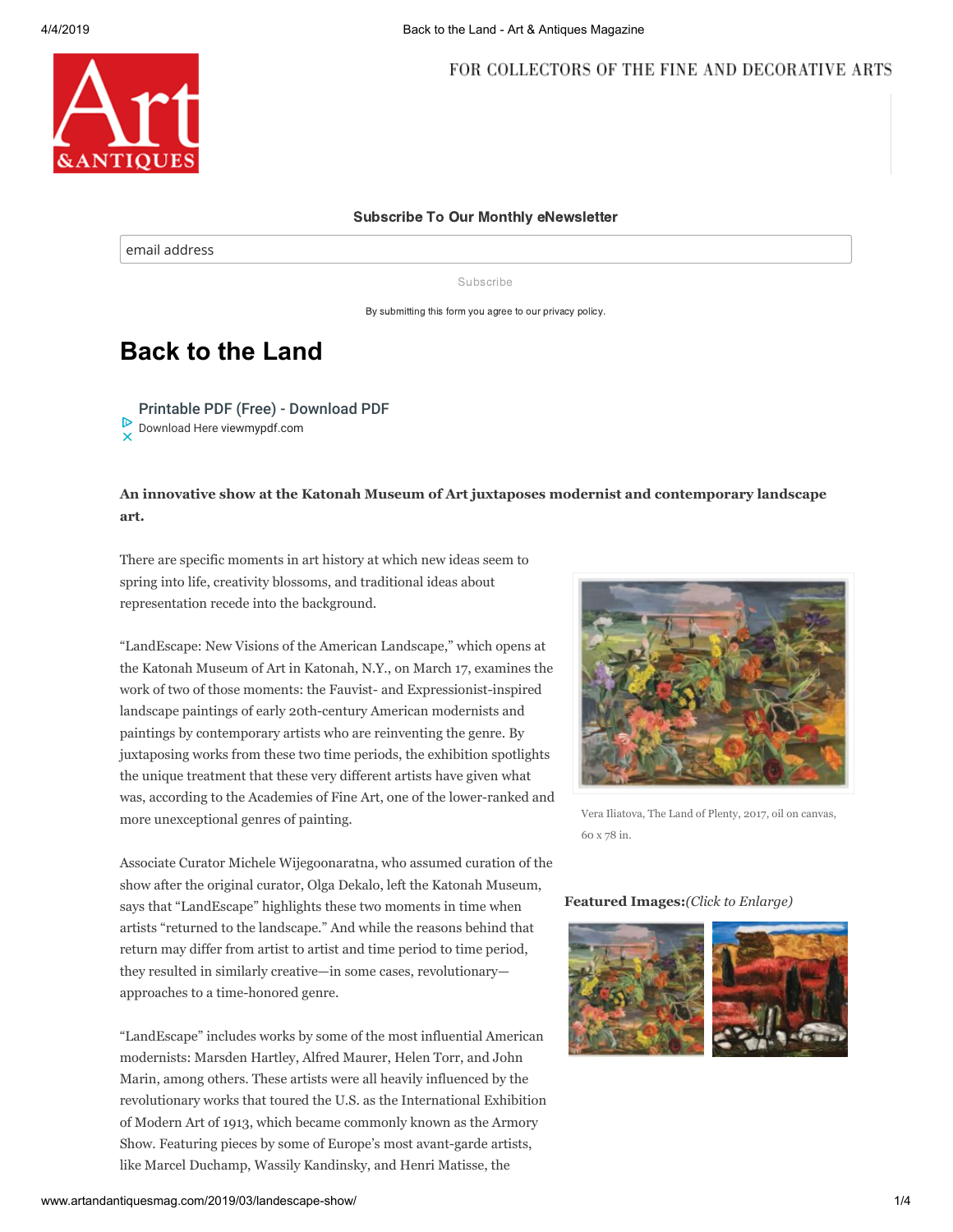FOR COLLECTORS OF THE FINE AND DECORATIVE ARTS

Subscribe To Our Monthly eNewsletter

email address

Subscribe

By submitting this form you agree to our privacy policy.

# Back to the Land

Printable PDF (Free) - Download PDF
Download Here viewmypdf.com

**An innovative show at the Katonah Museum of Art juxtaposes modernist and contemporary landscape art.**

There are specific moments in art history at which new ideas seem to spring into life, creativity blossoms, and traditional ideas about representation recede into the background.

"LandEscape: New Visions of the American Landscape," which opens at the Katonah Museum of Art in Katonah, N.Y., on March 17, examines the work of two of those moments: the Fauvist- and Expressionist-inspired landscape paintings of early 20th-century American modernists and paintings by contemporary artists who are reinventing the genre. By juxtaposing works from these two time periods, the exhibition spotlights the unique treatment that these very different artists have given what was, according to the Academies of Fine Art, one of the lower-ranked and more unexceptional genres of painting.

Vera Iliatova, The Land of Plenty, 2017, oil on canvas, 60 x 78 in.

Associate Curator Michele Wijegoonaratna, who assumed curation of the show after the original curator, Olga Dekalo, left the Katonah Museum, says that "LandEscape" highlights these two moments in time when artists "returned to the landscape." And while the reasons behind that return may differ from artist to artist and time period to time period, they resulted in similarly creative—in some cases, revolutionary—approaches to a time-honored genre.

**Featured Images:** *(Click to Enlarge)*

"LandEscape" includes works by some of the most influential American modernists: Marsden Hartley, Alfred Maurer, Helen Torr, and John Marin, among others. These artists were all heavily influenced by the revolutionary works that toured the U.S. as the International Exhibition of Modern Art of 1913, which became commonly known as the Armory Show. Featuring pieces by some of Europe's most avant-garde artists, like Marcel Duchamp, Wassily Kandinsky, and Henri Matisse, the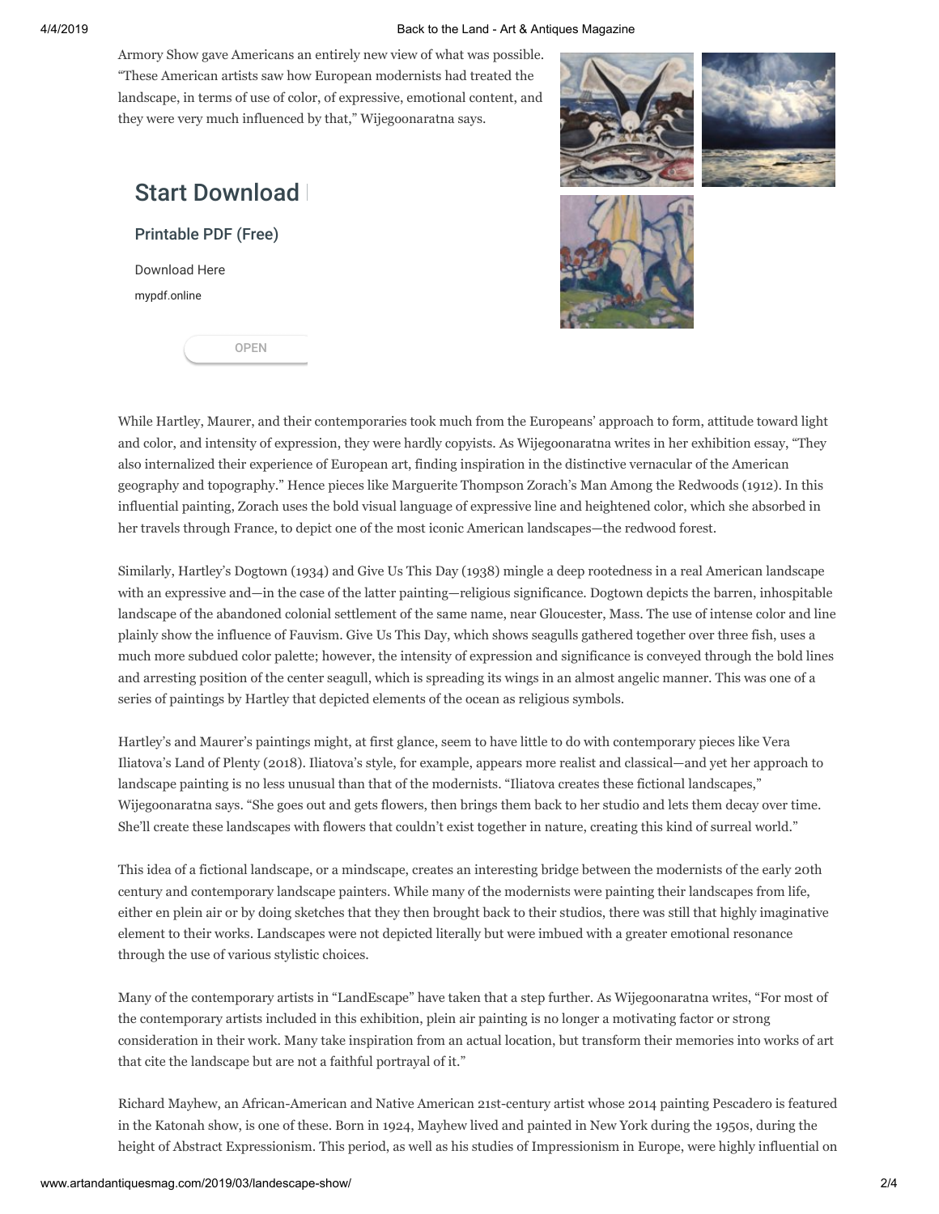Armory Show gave Americans an entirely new view of what was possible. "These American artists saw how European modernists had treated the landscape, in terms of use of color, of expressive, emotional content, and they were very much influenced by that," Wijegoonaratna says.

Start Download

Printable PDF (Free)

Download Here

mypdf.online

OPEN

While Hartley, Maurer, and their contemporaries took much from the Europeans' approach to form, attitude toward light and color, and intensity of expression, they were hardly copyists. As Wijegoonaratna writes in her exhibition essay, "They also internalized their experience of European art, finding inspiration in the distinctive vernacular of the American geography and topography." Hence pieces like Marguerite Thompson Zorach's Man Among the Redwoods (1912). In this influential painting, Zorach uses the bold visual language of expressive line and heightened color, which she absorbed in her travels through France, to depict one of the most iconic American landscapes—the redwood forest.

Similarly, Hartley's Dogtown (1934) and Give Us This Day (1938) mingle a deep rootedness in a real American landscape with an expressive and—in the case of the latter painting—religious significance. Dogtown depicts the barren, inhospitable landscape of the abandoned colonial settlement of the same name, near Gloucester, Mass. The use of intense color and line plainly show the influence of Fauvism. Give Us This Day, which shows seagulls gathered together over three fish, uses a much more subdued color palette; however, the intensity of expression and significance is conveyed through the bold lines and arresting position of the center seagull, which is spreading its wings in an almost angelic manner. This was one of a series of paintings by Hartley that depicted elements of the ocean as religious symbols.

Hartley's and Maurer's paintings might, at first glance, seem to have little to do with contemporary pieces like Vera Iliatova's Land of Plenty (2018). Iliatova's style, for example, appears more realist and classical—and yet her approach to landscape painting is no less unusual than that of the modernists. "Iliatova creates these fictional landscapes," Wijegoonaratna says. "She goes out and gets flowers, then brings them back to her studio and lets them decay over time. She'll create these landscapes with flowers that couldn't exist together in nature, creating this kind of surreal world."

This idea of a fictional landscape, or a mindscape, creates an interesting bridge between the modernists of the early 20th century and contemporary landscape painters. While many of the modernists were painting their landscapes from life, either en plein air or by doing sketches that they then brought back to their studios, there was still that highly imaginative element to their works. Landscapes were not depicted literally but were imbued with a greater emotional resonance through the use of various stylistic choices.

Many of the contemporary artists in "LandEscape" have taken that a step further. As Wijegoonaratna writes, "For most of the contemporary artists included in this exhibition, plein air painting is no longer a motivating factor or strong consideration in their work. Many take inspiration from an actual location, but transform their memories into works of art that cite the landscape but are not a faithful portrayal of it."

Richard Mayhew, an African-American and Native American 21st-century artist whose 2014 painting Pescadero is featured in the Katonah show, is one of these. Born in 1924, Mayhew lived and painted in New York during the 1950s, during the height of Abstract Expressionism. This period, as well as his studies of Impressionism in Europe, were highly influential on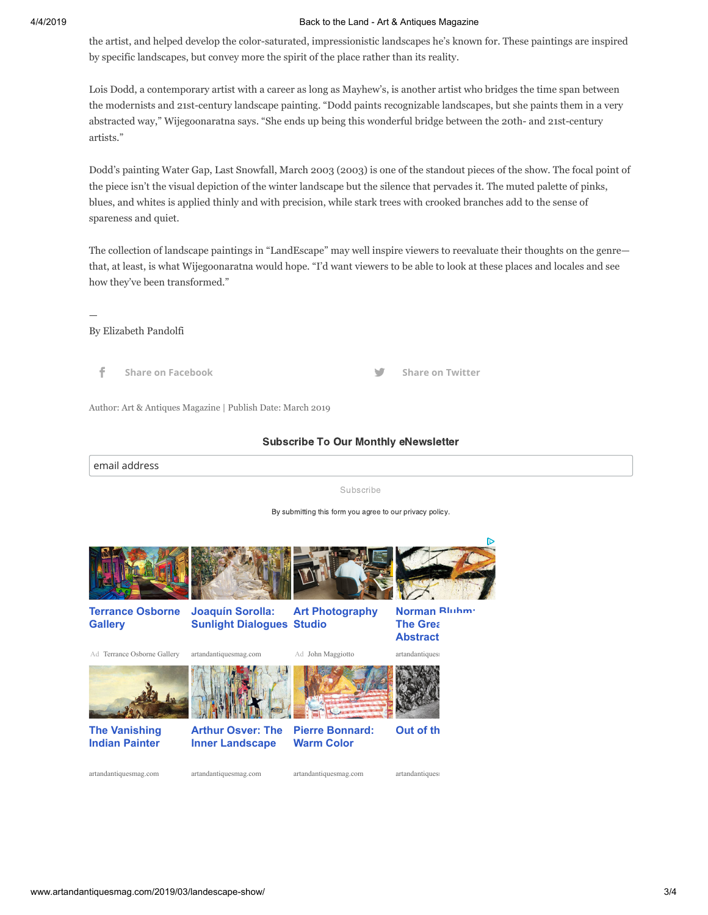the artist, and helped develop the color-saturated, impressionistic landscapes he's known for. These paintings are inspired by specific landscapes, but convey more the spirit of the place rather than its reality.

Lois Dodd, a contemporary artist with a career as long as Mayhew's, is another artist who bridges the time span between the modernists and 21st-century landscape painting. "Dodd paints recognizable landscapes, but she paints them in a very abstracted way," Wijegoonaratna says. "She ends up being this wonderful bridge between the 20th- and 21st-century artists."

Dodd's painting Water Gap, Last Snowfall, March 2003 (2003) is one of the standout pieces of the show. The focal point of the piece isn't the visual depiction of the winter landscape but the silence that pervades it. The muted palette of pinks, blues, and whites is applied thinly and with precision, while stark trees with crooked branches add to the sense of spareness and quiet.

The collection of landscape paintings in "LandEscape" may well inspire viewers to reevaluate their thoughts on the genre—that, at least, is what Wijegoonaratna would hope. "I'd want viewers to be able to look at these places and locales and see how they've been transformed."

—
By Elizabeth Pandolfi

Share on Facebook    Share on Twitter

Author: Art & Antiques Magazine | Publish Date: March 2019

**Subscribe To Our Monthly eNewsletter**

email address

Subscribe

By submitting this form you agree to our privacy policy.

**Terrance Osborne Gallery** — Ad Terrance Osborne Gallery

**Joaquín Sorolla: Sunlight Dialogues** — artandantiquesmag.com

**Art Photography Studio** — Ad John Maggiotto

**Norman Bluhm: The Grea Abstract** — artandantiques

**The Vanishing Indian Painter** — artandantiquesmag.com

**Arthur Osver: The Inner Landscape** — artandantiquesmag.com

**Pierre Bonnard: Warm Color** — artandantiquesmag.com

**Out of th** — artandantiques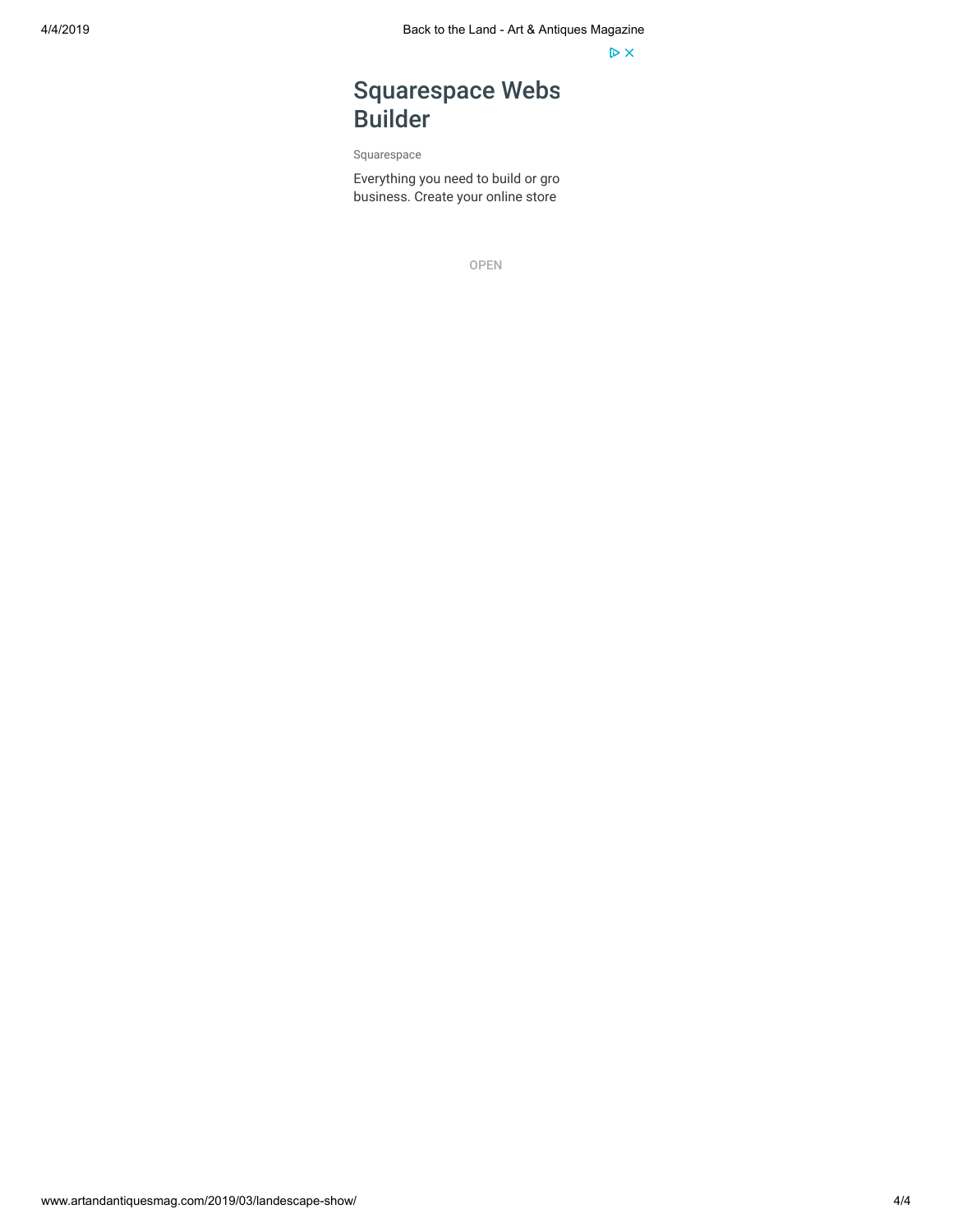## Squarespace Webs Builder

Squarespace

Everything you need to build or gro business. Create your online store

OPEN